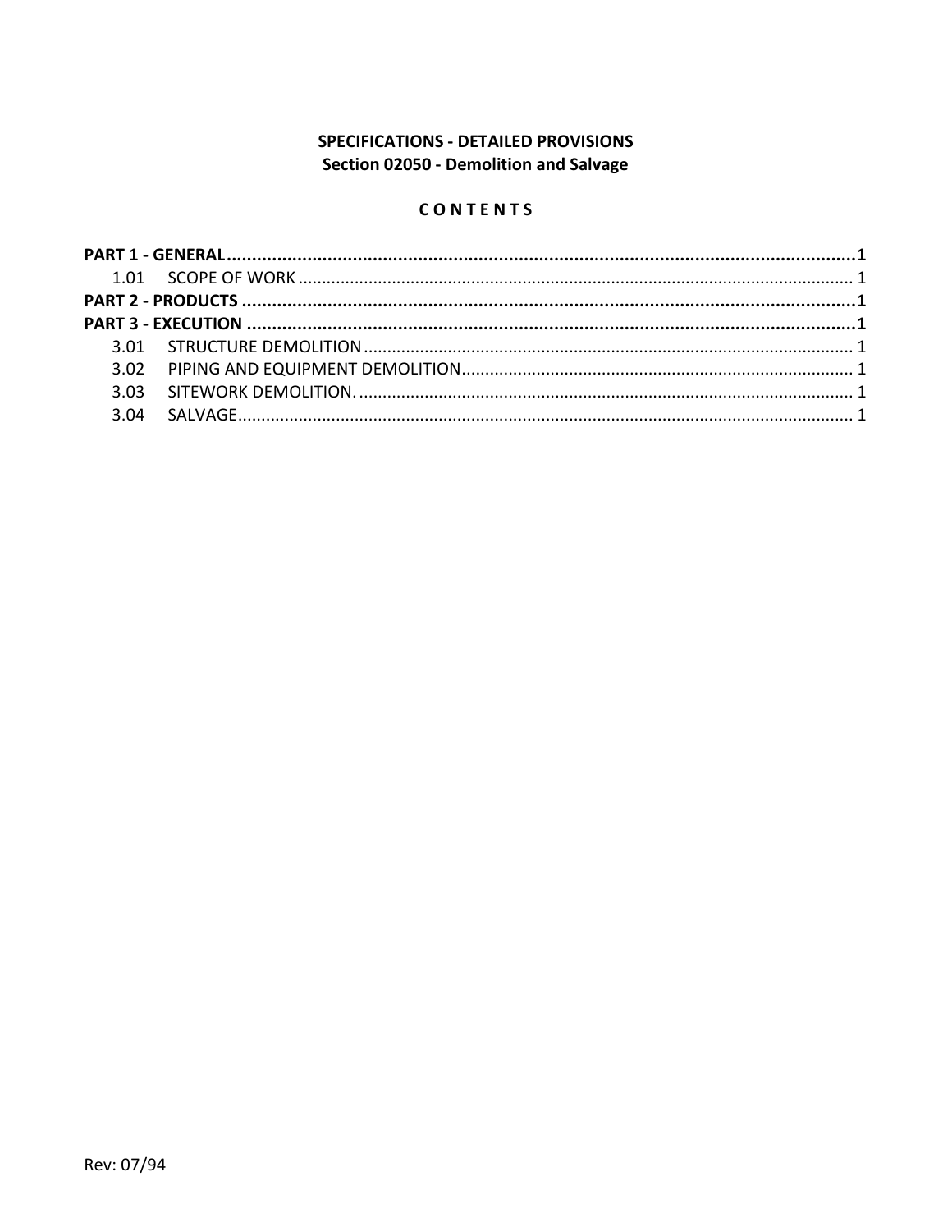**SPECIFICATIONS - DETAILED PROVISIONS**
**Section 02050 - Demolition and Salvage**

**C O N T E N T S**

**PART 1 - GENERAL....................................................................................................................1**
1.01 SCOPE OF WORK ........................................................................................................ 1
**PART 2 - PRODUCTS ..................................................................................................................1**
**PART 3 - EXECUTION .................................................................................................................1**
3.01 STRUCTURE DEMOLITION ........................................................................................... 1
3.02 PIPING AND EQUIPMENT DEMOLITION.................................................................... 1
3.03 SITEWORK DEMOLITION. ............................................................................................ 1
3.04 SALVAGE ...................................................................................................................... 1

Rev: 07/94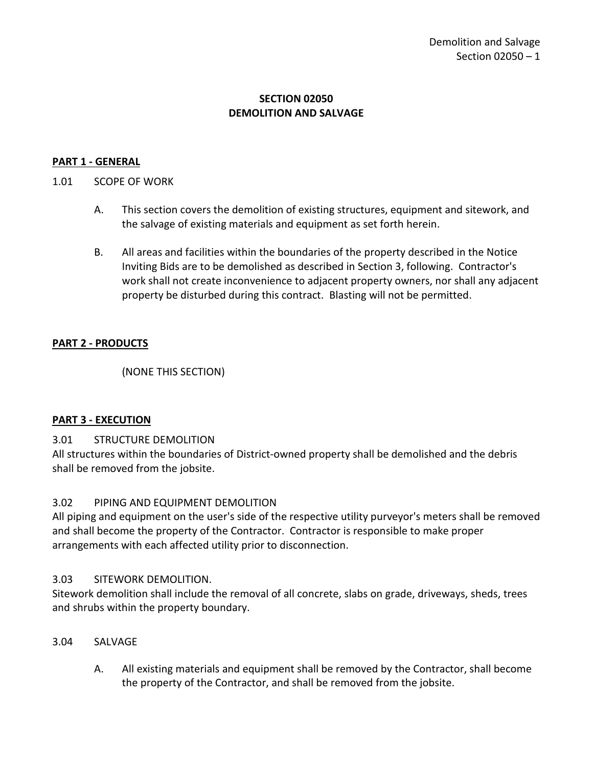# SECTION 02050
# DEMOLITION AND SALVAGE

## PART 1 - GENERAL

1.01 SCOPE OF WORK

A. This section covers the demolition of existing structures, equipment and sitework, and the salvage of existing materials and equipment as set forth herein.

B. All areas and facilities within the boundaries of the property described in the Notice Inviting Bids are to be demolished as described in Section 3, following. Contractor's work shall not create inconvenience to adjacent property owners, nor shall any adjacent property be disturbed during this contract. Blasting will not be permitted.

## PART 2 - PRODUCTS

(NONE THIS SECTION)

## PART 3 - EXECUTION

3.01 STRUCTURE DEMOLITION

All structures within the boundaries of District-owned property shall be demolished and the debris shall be removed from the jobsite.

3.02 PIPING AND EQUIPMENT DEMOLITION

All piping and equipment on the user's side of the respective utility purveyor's meters shall be removed and shall become the property of the Contractor. Contractor is responsible to make proper arrangements with each affected utility prior to disconnection.

3.03 SITEWORK DEMOLITION.

Sitework demolition shall include the removal of all concrete, slabs on grade, driveways, sheds, trees and shrubs within the property boundary.

3.04 SALVAGE

A. All existing materials and equipment shall be removed by the Contractor, shall become the property of the Contractor, and shall be removed from the jobsite.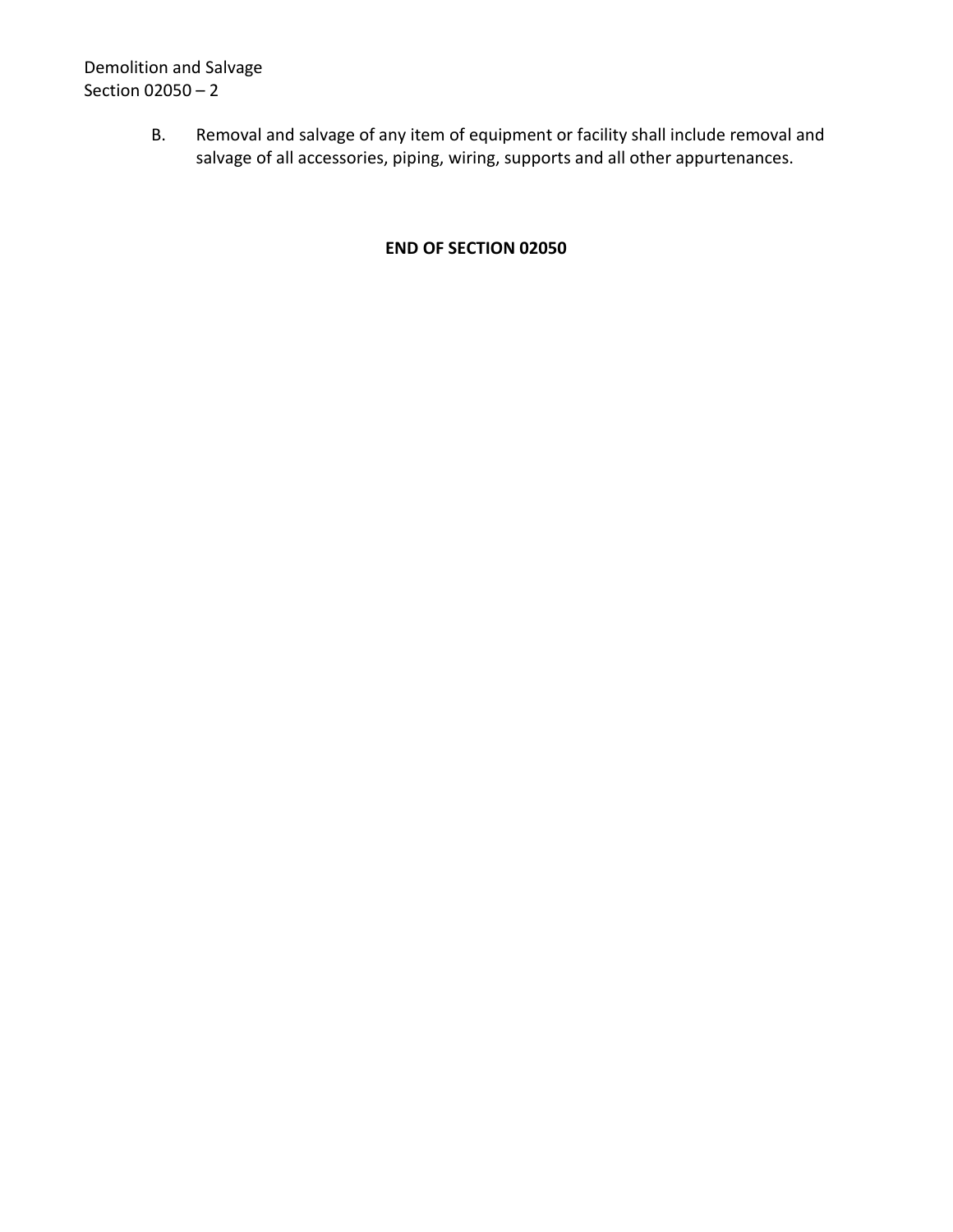B. Removal and salvage of any item of equipment or facility shall include removal and salvage of all accessories, piping, wiring, supports and all other appurtenances.

**END OF SECTION 02050**